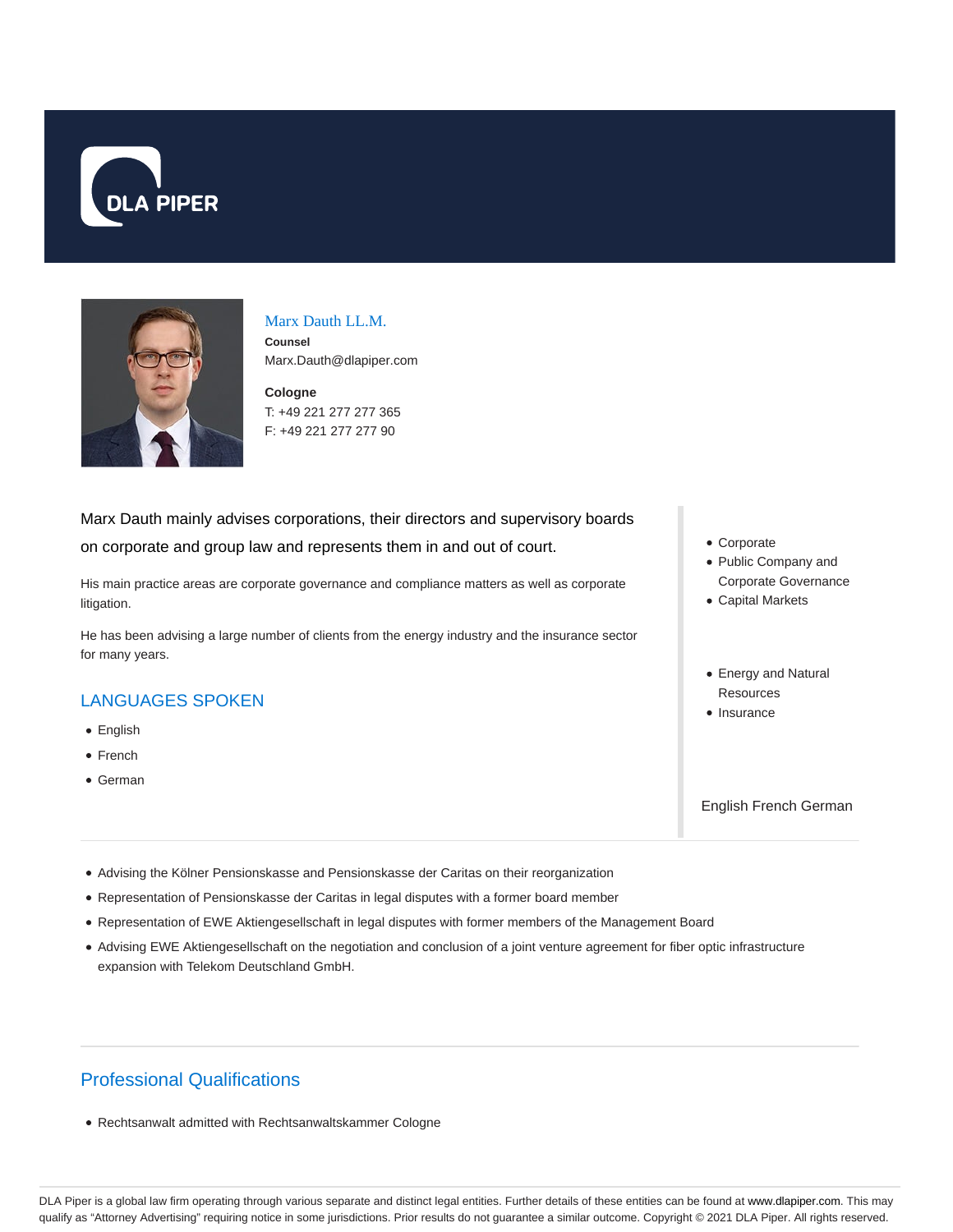DLA PIPER

## Marx Dauth LL.M.

**Counsel**

Marx.Dauth@dlapiper.com

**Cologne**

T: +49 221 277 277 365

F: +49 221 277 277 90

Marx Dauth mainly advises corporations, their directors and supervisory boards on corporate and group law and represents them in and out of court.

His main practice areas are corporate governance and compliance matters as well as corporate litigation.

He has been advising a large number of clients from the energy industry and the insurance sector for many years.

## LANGUAGES SPOKEN

- English
- French
- German

- Corporate
- Public Company and Corporate Governance
- Capital Markets

- Energy and Natural Resources
- Insurance

English French German

- Advising the Kölner Pensionskasse and Pensionskasse der Caritas on their reorganization
- Representation of Pensionskasse der Caritas in legal disputes with a former board member
- Representation of EWE Aktiengesellschaft in legal disputes with former members of the Management Board
- Advising EWE Aktiengesellschaft on the negotiation and conclusion of a joint venture agreement for fiber optic infrastructure expansion with Telekom Deutschland GmbH.

## Professional Qualifications

- Rechtsanwalt admitted with Rechtsanwaltskammer Cologne

DLA Piper is a global law firm operating through various separate and distinct legal entities. Further details of these entities can be found at www.dlapiper.com. This may qualify as "Attorney Advertising" requiring notice in some jurisdictions. Prior results do not guarantee a similar outcome. Copyright © 2021 DLA Piper. All rights reserved.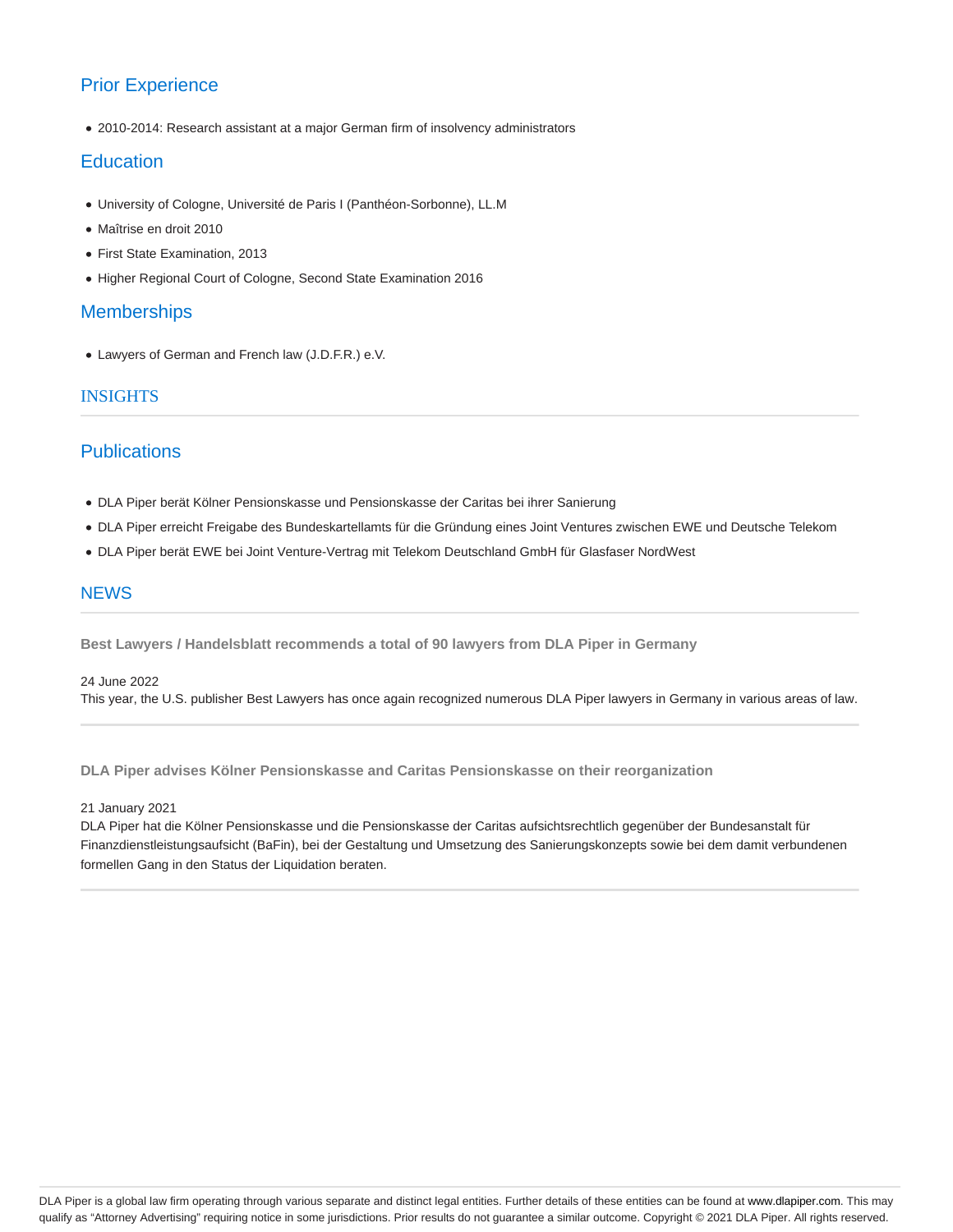## Prior Experience

- 2010-2014: Research assistant at a major German firm of insolvency administrators

## Education

- University of Cologne, Université de Paris I (Panthéon-Sorbonne), LL.M
- Maîtrise en droit 2010
- First State Examination, 2013
- Higher Regional Court of Cologne, Second State Examination 2016

## Memberships

- Lawyers of German and French law (J.D.F.R.) e.V.

# INSIGHTS

## Publications

- DLA Piper berät Kölner Pensionskasse und Pensionskasse der Caritas bei ihrer Sanierung
- DLA Piper erreicht Freigabe des Bundeskartellamts für die Gründung eines Joint Ventures zwischen EWE und Deutsche Telekom
- DLA Piper berät EWE bei Joint Venture-Vertrag mit Telekom Deutschland GmbH für Glasfaser NordWest

## NEWS

**Best Lawyers / Handelsblatt recommends a total of 90 lawyers from DLA Piper in Germany**

24 June 2022

This year, the U.S. publisher Best Lawyers has once again recognized numerous DLA Piper lawyers in Germany in various areas of law.

**DLA Piper advises Kölner Pensionskasse and Caritas Pensionskasse on their reorganization**

21 January 2021

DLA Piper hat die Kölner Pensionskasse und die Pensionskasse der Caritas aufsichtsrechtlich gegenüber der Bundesanstalt für Finanzdienstleistungsaufsicht (BaFin), bei der Gestaltung und Umsetzung des Sanierungskonzepts sowie bei dem damit verbundenen formellen Gang in den Status der Liquidation beraten.

DLA Piper is a global law firm operating through various separate and distinct legal entities. Further details of these entities can be found at www.dlapiper.com. This may qualify as "Attorney Advertising" requiring notice in some jurisdictions. Prior results do not guarantee a similar outcome. Copyright © 2021 DLA Piper. All rights reserved.